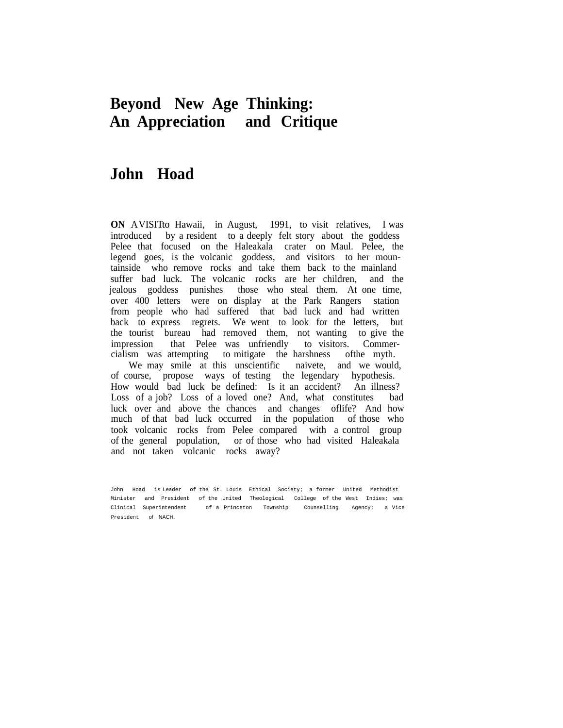# Beyond New Age Thinking: An Appreciation and Critique

## John Hoad

**ON** A VISIT to Hawaii, in August, 1991, to visit relatives, I was introduced by a resident to a deeply felt story about the goddess Pelee that focused on the Haleakala crater on Maul. Pelee, the legend goes, is the volcanic goddess, and visitors to her mountainside who remove rocks and take them back to the mainland suffer bad luck. The volcanic rocks are her children, and the jealous goddess punishes those who steal them. At one time, over 400 letters were on display at the Park Rangers station from people who had suffered that bad luck and had written back to express regrets. We went to look for the letters, but the tourist bureau had removed them, not wanting to give the impression that Pelee was unfriendly to visitors. Commercialism was attempting to mitigate the harshness of the myth.

We may smile at this unscientific naivete, and we would, of course, propose ways of testing the legendary hypothesis. How would bad luck be defined: Is it an accident? An illness? Loss of a job? Loss of a loved one? And, what constitutes bad luck over and above the chances and changes of life? And how much of that bad luck occurred in the population of those who took volcanic rocks from Pelee compared with a control group of the general population, or of those who had visited Haleakala and not taken volcanic rocks away?

John Hoad is Leader of the St. Louis Ethical Society; a former United Methodist Minister and President of the United Theological College of the West Indies; was Clinical Superintendent of a Princeton Township Counselling Agency; a Vice President of NACH.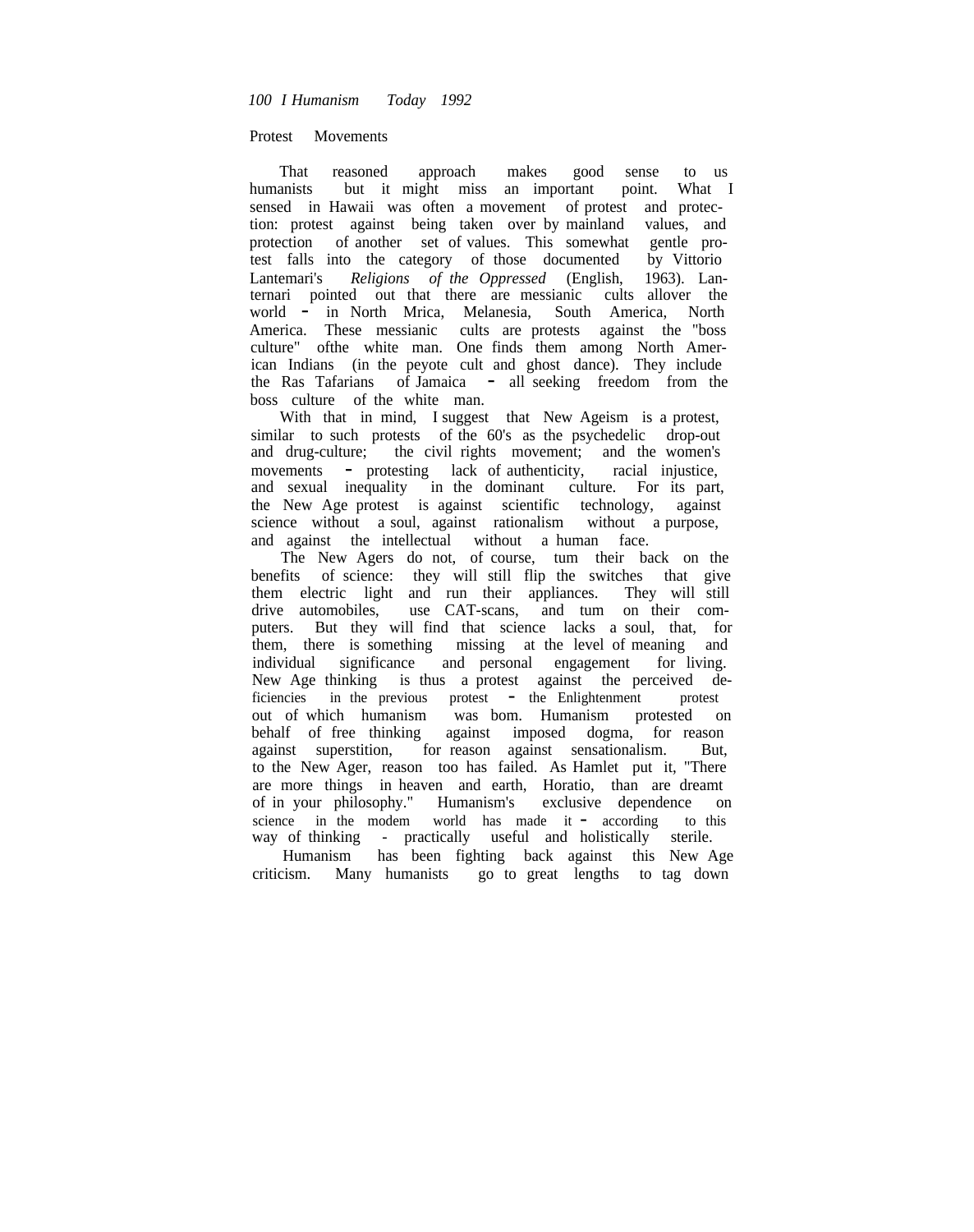## Protest Movements

That reasoned approach makes good sense to us humanists but it might miss an important point. What I sensed in Hawaii was often a movement of protest and protection: protest against being taken over by mainland values, and protection of another set of values. This somewhat gentle protest falls into the category of those documented by Vittorio Lantemari's *Religions of the Oppressed* (English, 1963). Lanternari pointed out that there are messianic cults allover the world - in North Mrica, Melanesia, South America, North America. These messianic cults are protests against the "boss culture" ofthe white man. One finds them among North American Indians (in the peyote cult and ghost dance). They include the Ras Tafarians of Jamaica - all seeking freedom from the boss culture of the white man.

With that in mind, I suggest that New Ageism is a protest, similar to such protests of the 60's as the psychedelic drop-out and drug-culture; the civil rights movement; and the women's movements - protesting lack of authenticity, racial injustice, and sexual inequality in the dominant culture. For its part, the New Age protest is against scientific technology, against science without a soul, against rationalism without a purpose, and against the intellectual without a human face.

The New Agers do not, of course, tum their back on the benefits of science: they will still flip the switches that give them electric light and run their appliances. They will still drive automobiles, use CAT-scans, and tum on their computers. But they will find that science lacks a soul, that, for them, there is something missing at the level of meaning and individual significance and personal engagement for living. New Age thinking is thus a protest against the perceived deficiencies in the previous protest - the Enlightenment protest out of which humanism was bom. Humanism protested on behalf of free thinking against imposed dogma, for reason against superstition, for reason against sensationalism. But, to the New Ager, reason too has failed. As Hamlet put it, "There are more things in heaven and earth, Horatio, than are dreamt of in your philosophy." Humanism's exclusive dependence on science in the modem world has made it - according to this way of thinking - practically useful and holistically sterile.

Humanism has been fighting back against this New Age criticism. Many humanists go to great lengths to tag down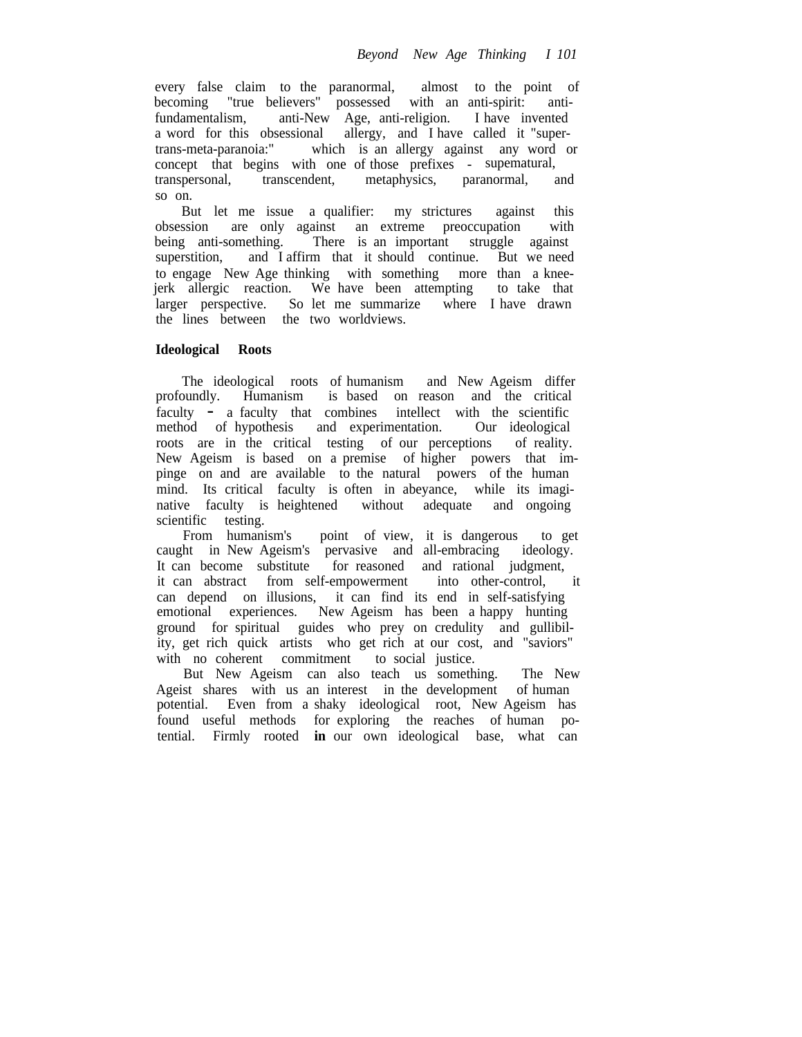every false claim to the paranormal, almost to the point of becoming "true believers" possessed with an anti-spirit: anti-fundamentalism, anti-New Age, anti-religion. I have invented a word for this obsessional allergy, and I have called it "super-trans-meta-paranoia:" which is an allergy against any word or concept that begins with one of those prefixes - supematural, transpersonal, transcendent, metaphysics, paranormal, and so on.

But let me issue a qualifier: my strictures against this obsession are only against an extreme preoccupation with being anti-something. There is an important struggle against superstition, and I affirm that it should continue. But we need to engage New Age thinking with something more than a knee-jerk allergic reaction. We have been attempting to take that larger perspective. So let me summarize where I have drawn the lines between the two worldviews.

**Ideological Roots**

The ideological roots of humanism and New Ageism differ profoundly. Humanism is based on reason and the critical faculty - a faculty that combines intellect with the scientific method of hypothesis and experimentation. Our ideological roots are in the critical testing of our perceptions of reality. New Ageism is based on a premise of higher powers that impinge on and are available to the natural powers of the human mind. Its critical faculty is often in abeyance, while its imaginative faculty is heightened without adequate and ongoing scientific testing.

From humanism's point of view, it is dangerous to get caught in New Ageism's pervasive and all-embracing ideology. It can become substitute for reasoned and rational judgment, it can abstract from self-empowerment into other-control, it can depend on illusions, it can find its end in self-satisfying emotional experiences. New Ageism has been a happy hunting ground for spiritual guides who prey on credulity and gullibility, get rich quick artists who get rich at our cost, and "saviors" with no coherent commitment to social justice.

But New Ageism can also teach us something. The New Ageist shares with us an interest in the development of human potential. Even from a shaky ideological root, New Ageism has found useful methods for exploring the reaches of human potential. Firmly rooted **in** our own ideological base, what can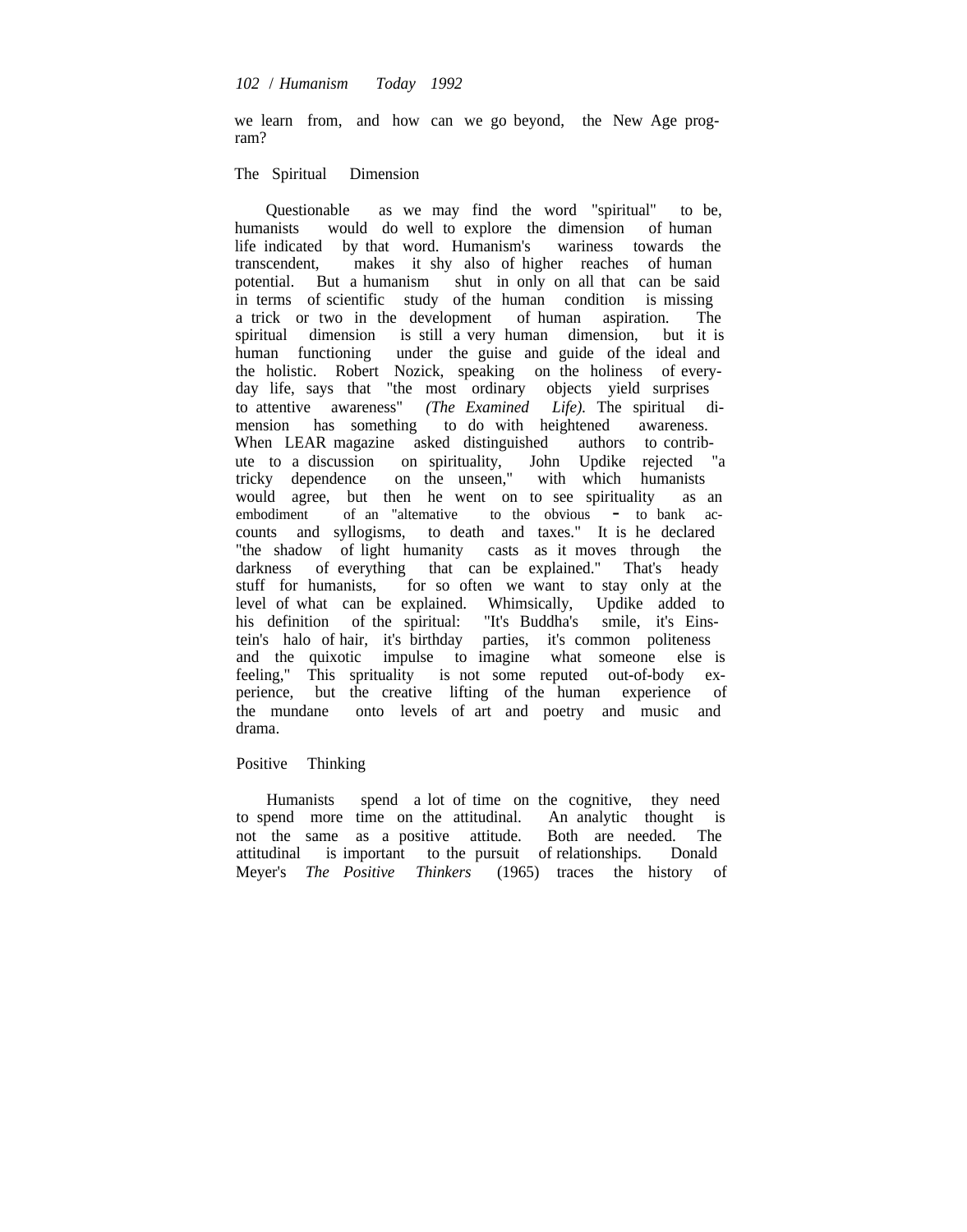we learn from, and how can we go beyond, the New Age program?

## The Spiritual Dimension

Questionable as we may find the word "spiritual" to be, humanists would do well to explore the dimension of human life indicated by that word. Humanism's wariness towards the transcendent, makes it shy also of higher reaches of human potential. But a humanism shut in only on all that can be said in terms of scientific study of the human condition is missing a trick or two in the development of human aspiration. The spiritual dimension is still a very human dimension, but it is human functioning under the guise and guide of the ideal and the holistic. Robert Nozick, speaking on the holiness of everyday life, says that "the most ordinary objects yield surprises to attentive awareness" *(The Examined Life)*. The spiritual dimension has something to do with heightened awareness. When LEAR magazine asked distinguished authors to contribute to a discussion on spirituality, John Updike rejected "a tricky dependence on the unseen," with which humanists would agree, but then he went on to see spirituality as an embodiment of an "altemative to the obvious - to bank accounts and syllogisms, to death and taxes." It is he declared "the shadow of light humanity casts as it moves through the darkness of everything that can be explained." That's heady stuff for humanists, for so often we want to stay only at the level of what can be explained. Whimsically, Updike added to his definition of the spiritual: "It's Buddha's smile, it's Einstein's halo of hair, it's birthday parties, it's common politeness and the quixotic impulse to imagine what someone else is feeling," This sprituality is not some reputed out-of-body experience, but the creative lifting of the human experience of the mundane onto levels of art and poetry and music and drama.

## Positive Thinking

Humanists spend a lot of time on the cognitive, they need to spend more time on the attitudinal. An analytic thought is not the same as a positive attitude. Both are needed. The attitudinal is important to the pursuit of relationships. Donald Meyer's *The Positive Thinkers* (1965) traces the history of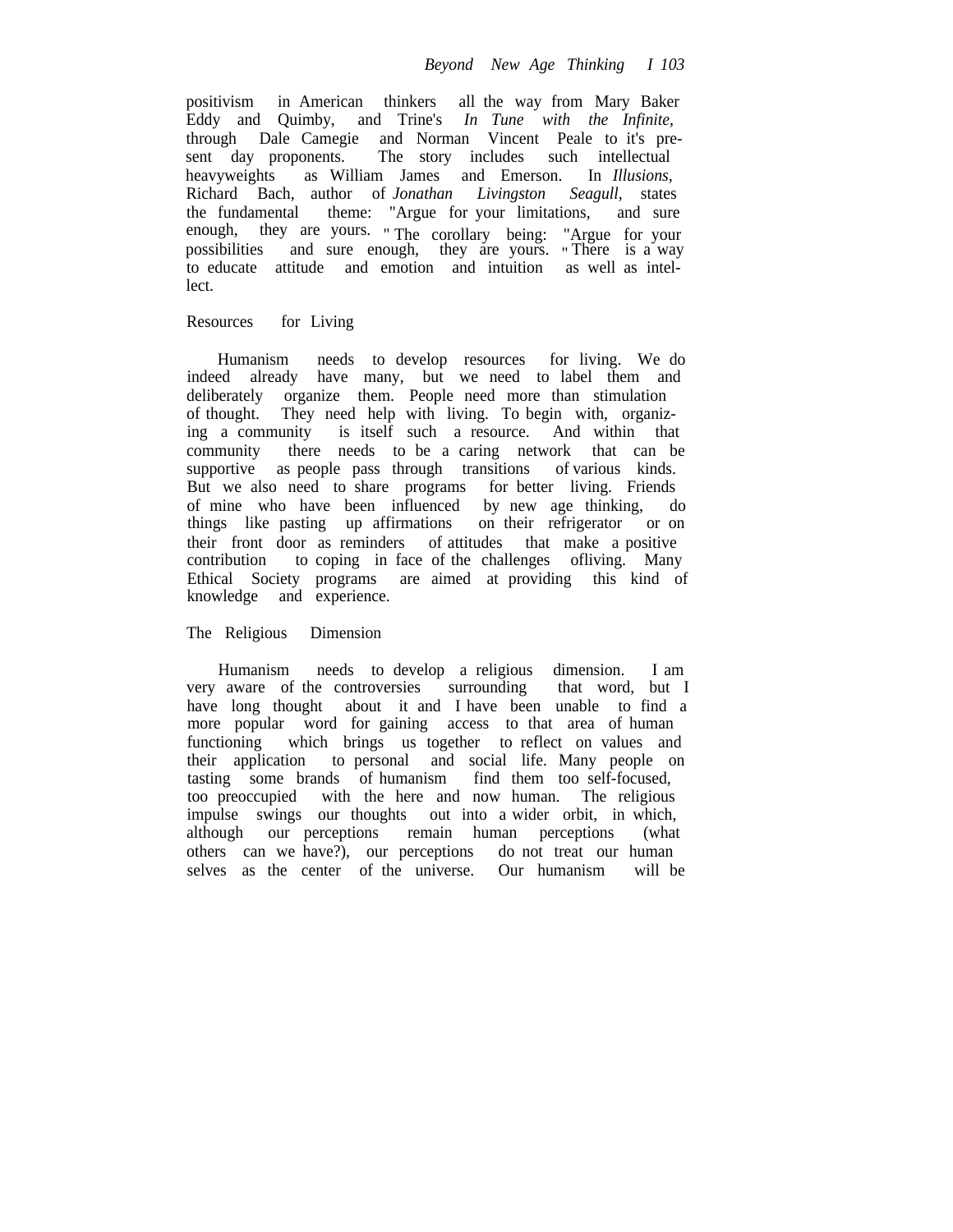positivism in American thinkers all the way from Mary Baker Eddy and Quimby, and Trine's *In Tune with the Infinite*, through Dale Camegie and Norman Vincent Peale to it's present day proponents. The story includes such intellectual heavyweights as William James and Emerson. In *Illusions*, Richard Bach, author of *Jonathan Livingston Seagull*, states the fundamental theme: "Argue for your limitations, and sure enough, they are yours." The corollary being: "Argue for your possibilities and sure enough, they are yours." There is a way to educate attitude and emotion and intuition as well as intellect.

## Resources for Living

Humanism needs to develop resources for living. We do indeed already have many, but we need to label them and deliberately organize them. People need more than stimulation of thought. They need help with living. To begin with, organizing a community is itself such a resource. And within that community there needs to be a caring network that can be supportive as people pass through transitions of various kinds. But we also need to share programs for better living. Friends of mine who have been influenced by new age thinking, do things like pasting up affirmations on their refrigerator or on their front door as reminders of attitudes that make a positive contribution to coping in face of the challenges ofliving. Many Ethical Society programs are aimed at providing this kind of knowledge and experience.

## The Religious Dimension

Humanism needs to develop a religious dimension. I am very aware of the controversies surrounding that word, but I have long thought about it and I have been unable to find a more popular word for gaining access to that area of human functioning which brings us together to reflect on values and their application to personal and social life. Many people on tasting some brands of humanism find them too self-focused, too preoccupied with the here and now human. The religious impulse swings our thoughts out into a wider orbit, in which, although our perceptions remain human perceptions (what others can we have?), our perceptions do not treat our human selves as the center of the universe. Our humanism will be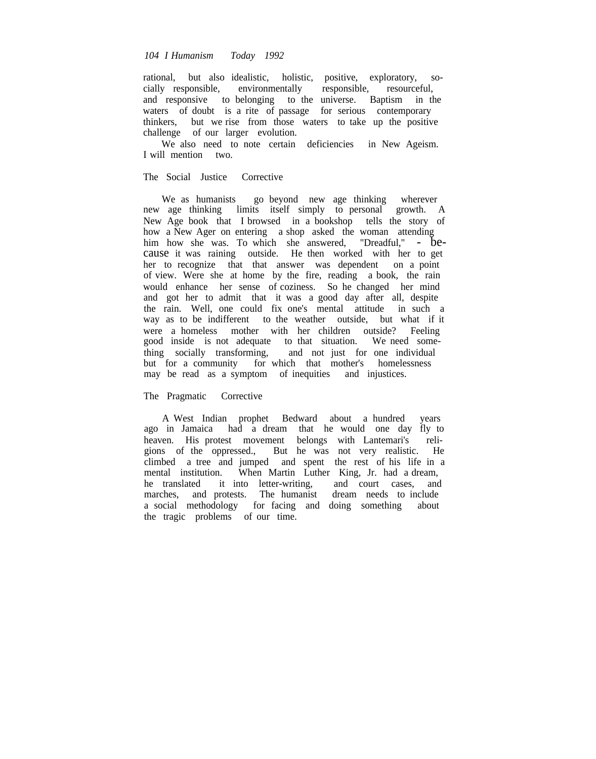rational, but also idealistic, holistic, positive, exploratory, socially responsible, environmentally responsible, resourceful, and responsive to belonging to the universe. Baptism in the waters of doubt is a rite of passage for serious contemporary thinkers, but we rise from those waters to take up the positive challenge of our larger evolution.

We also need to note certain deficiencies in New Ageism. I will mention two.

### The Social Justice Corrective

We as humanists go beyond new age thinking wherever new age thinking limits itself simply to personal growth. A New Age book that I browsed in a bookshop tells the story of how a New Ager on entering a shop asked the woman attending him how she was. To which she answered, "Dreadful," - because it was raining outside. He then worked with her to get her to recognize that that answer was dependent on a point of view. Were she at home by the fire, reading a book, the rain would enhance her sense of coziness. So he changed her mind and got her to admit that it was a good day after all, despite the rain. Well, one could fix one's mental attitude in such a way as to be indifferent to the weather outside, but what if it were a homeless mother with her children outside? Feeling good inside is not adequate to that situation. We need something socially transforming, and not just for one individual but for a community for which that mother's homelessness may be read as a symptom of inequities and injustices.

### The Pragmatic Corrective

A West Indian prophet Bedward about a hundred years ago in Jamaica had a dream that he would one day fly to heaven. His protest movement belongs with Lantemari's religions of the oppressed., But he was not very realistic. He climbed a tree and jumped and spent the rest of his life in a mental institution. When Martin Luther King, Jr. had a dream, he translated it into letter-writing, and court cases, and marches, and protests. The humanist dream needs to include a social methodology for facing and doing something about the tragic problems of our time.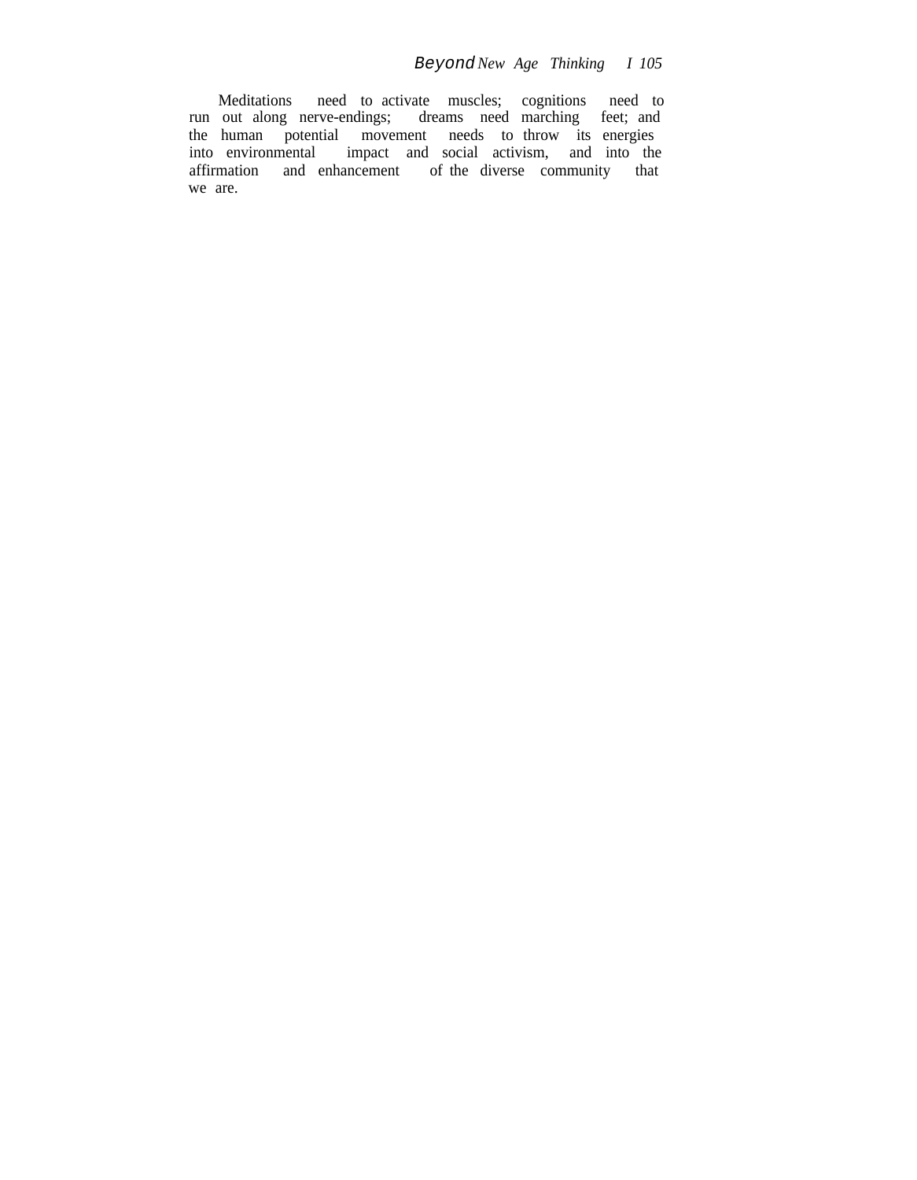Meditations need to activate muscles; cognitions need to run out along nerve-endings; dreams need marching feet; and the human potential movement needs to throw its energies into environmental impact and social activism, and into the affirmation and enhancement of the diverse community that we are.